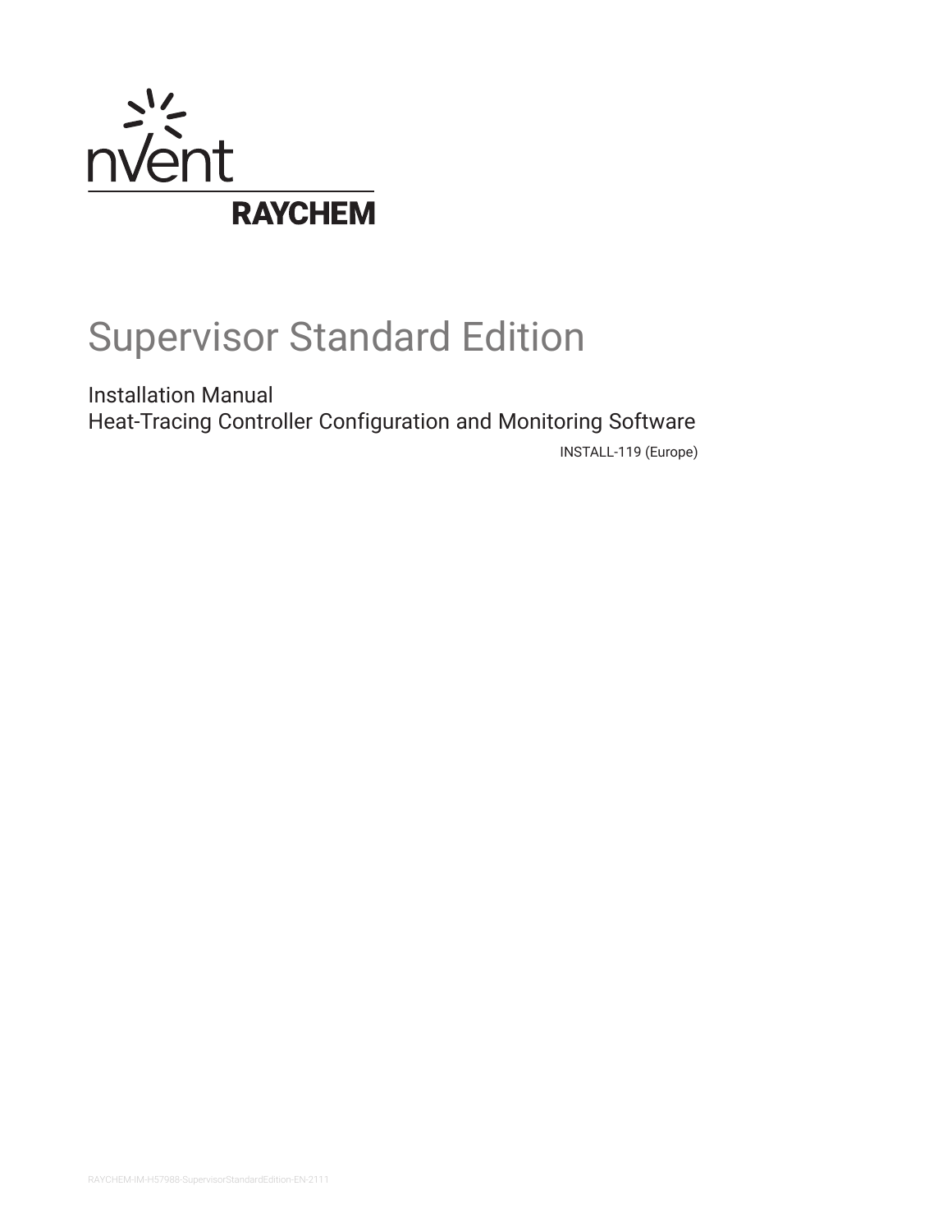nVent

RAYCHEM

# Supervisor Standard Edition

Installation Manual
Heat-Tracing Controller Configuration and Monitoring Software

INSTALL-119 (Europe)

RAYCHEM-IM-H57988-SupervisorStandardEdition-EN-2111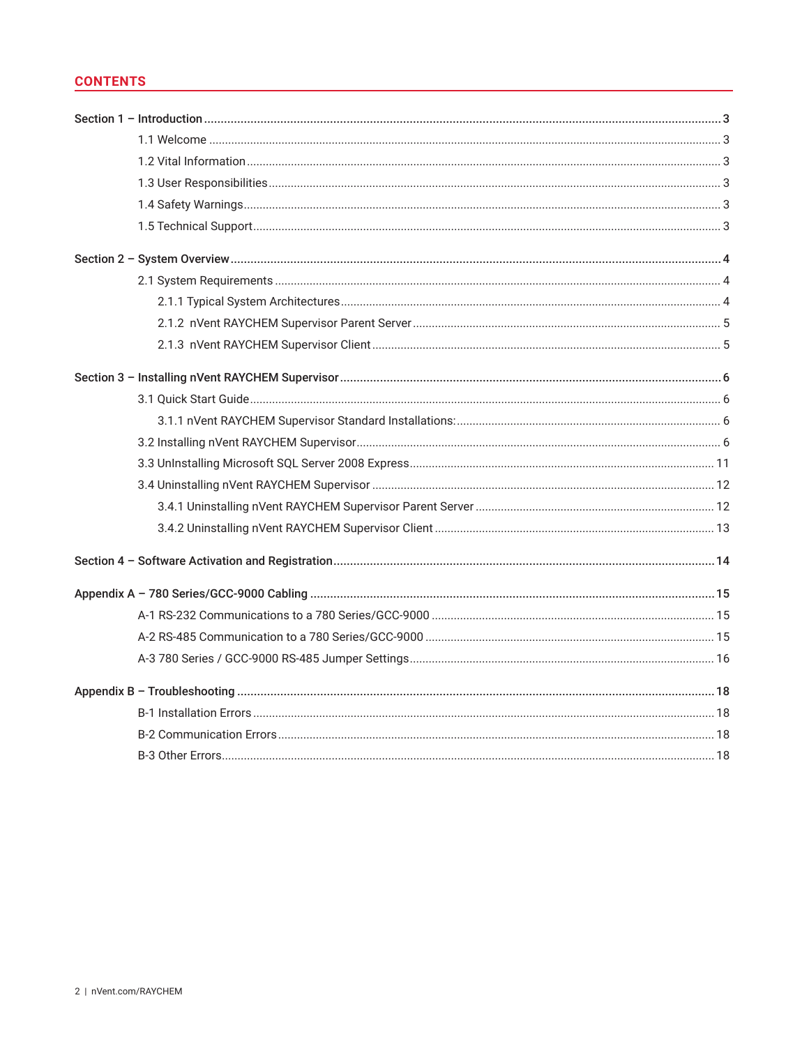## CONTENTS

**Section 1 – Introduction** ... **3**

- 1.1 Welcome ... 3
- 1.2 Vital Information ... 3
- 1.3 User Responsibilities ... 3
- 1.4 Safety Warnings ... 3
- 1.5 Technical Support ... 3

**Section 2 – System Overview** ... **4**

- 2.1 System Requirements ... 4
  - 2.1.1 Typical System Architectures ... 4
  - 2.1.2 nVent RAYCHEM Supervisor Parent Server ... 5
  - 2.1.3 nVent RAYCHEM Supervisor Client ... 5

**Section 3 – Installing nVent RAYCHEM Supervisor** ... **6**

- 3.1 Quick Start Guide ... 6
  - 3.1.1 nVent RAYCHEM Supervisor Standard Installations: ... 6
- 3.2 Installing nVent RAYCHEM Supervisor ... 6
- 3.3 UnInstalling Microsoft SQL Server 2008 Express ... 11
- 3.4 Uninstalling nVent RAYCHEM Supervisor ... 12
  - 3.4.1 Uninstalling nVent RAYCHEM Supervisor Parent Server ... 12
  - 3.4.2 Uninstalling nVent RAYCHEM Supervisor Client ... 13

**Section 4 – Software Activation and Registration** ... **14**

**Appendix A – 780 Series/GCC-9000 Cabling** ... **15**

- A-1 RS-232 Communications to a 780 Series/GCC-9000 ... 15
- A-2 RS-485 Communication to a 780 Series/GCC-9000 ... 15
- A-3 780 Series / GCC-9000 RS-485 Jumper Settings ... 16

**Appendix B – Troubleshooting** ... **18**

- B-1 Installation Errors ... 18
- B-2 Communication Errors ... 18
- B-3 Other Errors ... 18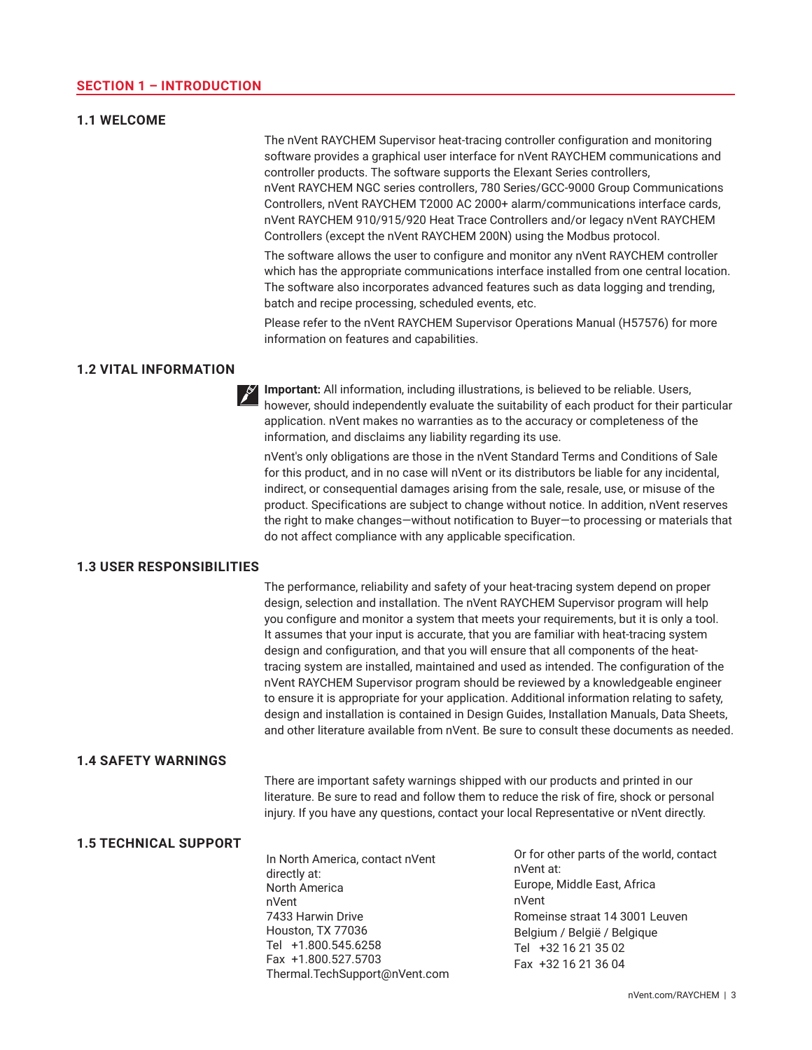# SECTION 1 – INTRODUCTION

## 1.1 WELCOME

The nVent RAYCHEM Supervisor heat-tracing controller configuration and monitoring software provides a graphical user interface for nVent RAYCHEM communications and controller products. The software supports the Elexant Series controllers, nVent RAYCHEM NGC series controllers, 780 Series/GCC-9000 Group Communications Controllers, nVent RAYCHEM T2000 AC 2000+ alarm/communications interface cards, nVent RAYCHEM 910/915/920 Heat Trace Controllers and/or legacy nVent RAYCHEM Controllers (except the nVent RAYCHEM 200N) using the Modbus protocol.

The software allows the user to configure and monitor any nVent RAYCHEM controller which has the appropriate communications interface installed from one central location. The software also incorporates advanced features such as data logging and trending, batch and recipe processing, scheduled events, etc.

Please refer to the nVent RAYCHEM Supervisor Operations Manual (H57576) for more information on features and capabilities.

## 1.2 VITAL INFORMATION

**Important:** All information, including illustrations, is believed to be reliable. Users, however, should independently evaluate the suitability of each product for their particular application. nVent makes no warranties as to the accuracy or completeness of the information, and disclaims any liability regarding its use.

nVent's only obligations are those in the nVent Standard Terms and Conditions of Sale for this product, and in no case will nVent or its distributors be liable for any incidental, indirect, or consequential damages arising from the sale, resale, use, or misuse of the product. Specifications are subject to change without notice. In addition, nVent reserves the right to make changes—without notification to Buyer—to processing or materials that do not affect compliance with any applicable specification.

## 1.3 USER RESPONSIBILITIES

The performance, reliability and safety of your heat-tracing system depend on proper design, selection and installation. The nVent RAYCHEM Supervisor program will help you configure and monitor a system that meets your requirements, but it is only a tool. It assumes that your input is accurate, that you are familiar with heat-tracing system design and configuration, and that you will ensure that all components of the heat-tracing system are installed, maintained and used as intended. The configuration of the nVent RAYCHEM Supervisor program should be reviewed by a knowledgeable engineer to ensure it is appropriate for your application. Additional information relating to safety, design and installation is contained in Design Guides, Installation Manuals, Data Sheets, and other literature available from nVent. Be sure to consult these documents as needed.

## 1.4 SAFETY WARNINGS

There are important safety warnings shipped with our products and printed in our literature. Be sure to read and follow them to reduce the risk of fire, shock or personal injury. If you have any questions, contact your local Representative or nVent directly.

## 1.5 TECHNICAL SUPPORT

In North America, contact nVent directly at:
North America
nVent
7433 Harwin Drive
Houston, TX 77036
Tel +1.800.545.6258
Fax +1.800.527.5703
Thermal.TechSupport@nVent.com

Or for other parts of the world, contact nVent at:
Europe, Middle East, Africa
nVent
Romeinse straat 14 3001 Leuven
Belgium / België / Belgique
Tel +32 16 21 35 02
Fax +32 16 21 36 04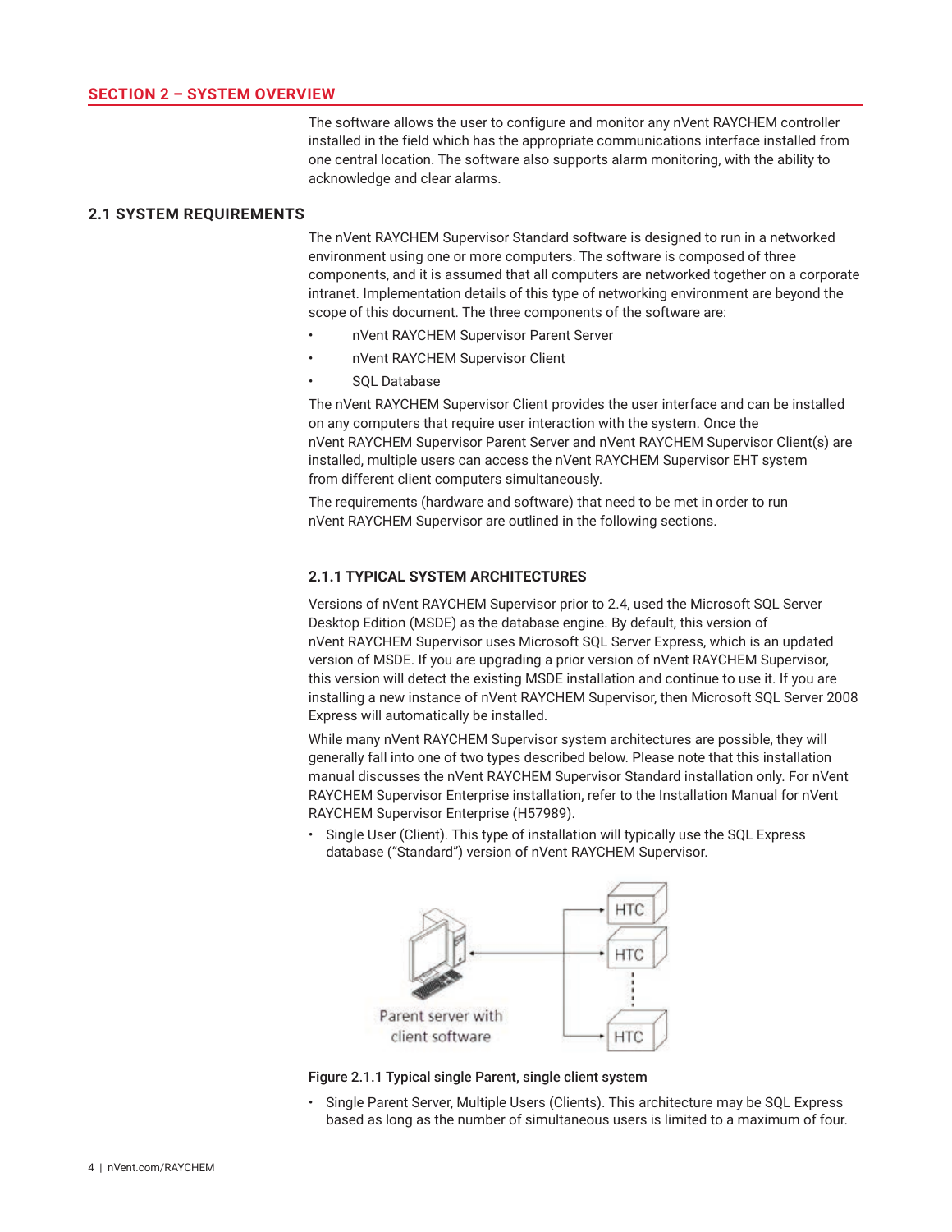## SECTION 2 – SYSTEM OVERVIEW

The software allows the user to configure and monitor any nVent RAYCHEM controller installed in the field which has the appropriate communications interface installed from one central location. The software also supports alarm monitoring, with the ability to acknowledge and clear alarms.

### 2.1 SYSTEM REQUIREMENTS

The nVent RAYCHEM Supervisor Standard software is designed to run in a networked environment using one or more computers. The software is composed of three components, and it is assumed that all computers are networked together on a corporate intranet. Implementation details of this type of networking environment are beyond the scope of this document. The three components of the software are:

- nVent RAYCHEM Supervisor Parent Server
- nVent RAYCHEM Supervisor Client
- SQL Database

The nVent RAYCHEM Supervisor Client provides the user interface and can be installed on any computers that require user interaction with the system. Once the nVent RAYCHEM Supervisor Parent Server and nVent RAYCHEM Supervisor Client(s) are installed, multiple users can access the nVent RAYCHEM Supervisor EHT system from different client computers simultaneously.

The requirements (hardware and software) that need to be met in order to run nVent RAYCHEM Supervisor are outlined in the following sections.

#### 2.1.1 TYPICAL SYSTEM ARCHITECTURES

Versions of nVent RAYCHEM Supervisor prior to 2.4, used the Microsoft SQL Server Desktop Edition (MSDE) as the database engine. By default, this version of nVent RAYCHEM Supervisor uses Microsoft SQL Server Express, which is an updated version of MSDE. If you are upgrading a prior version of nVent RAYCHEM Supervisor, this version will detect the existing MSDE installation and continue to use it. If you are installing a new instance of nVent RAYCHEM Supervisor, then Microsoft SQL Server 2008 Express will automatically be installed.

While many nVent RAYCHEM Supervisor system architectures are possible, they will generally fall into one of two types described below. Please note that this installation manual discusses the nVent RAYCHEM Supervisor Standard installation only. For nVent RAYCHEM Supervisor Enterprise installation, refer to the Installation Manual for nVent RAYCHEM Supervisor Enterprise (H57989).

- Single User (Client). This type of installation will typically use the SQL Express database ("Standard") version of nVent RAYCHEM Supervisor.

Figure 2.1.1 Typical single Parent, single client system

- Single Parent Server, Multiple Users (Clients). This architecture may be SQL Express based as long as the number of simultaneous users is limited to a maximum of four.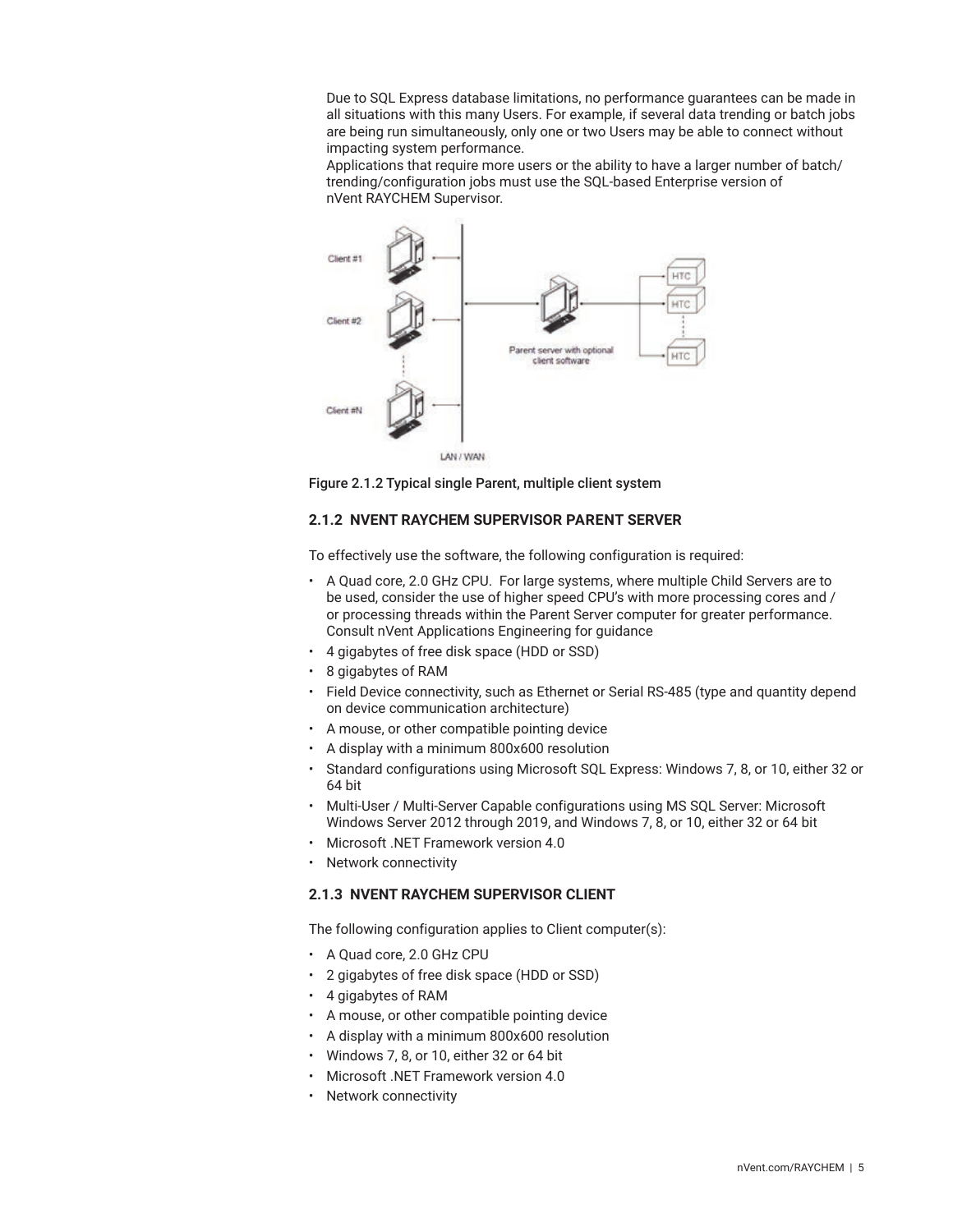Due to SQL Express database limitations, no performance guarantees can be made in all situations with this many Users. For example, if several data trending or batch jobs are being run simultaneously, only one or two Users may be able to connect without impacting system performance.

Applications that require more users or the ability to have a larger number of batch/trending/configuration jobs must use the SQL-based Enterprise version of nVent RAYCHEM Supervisor.

Figure 2.1.2 Typical single Parent, multiple client system

### 2.1.2 NVENT RAYCHEM SUPERVISOR PARENT SERVER

To effectively use the software, the following configuration is required:

- A Quad core, 2.0 GHz CPU. For large systems, where multiple Child Servers are to be used, consider the use of higher speed CPU's with more processing cores and / or processing threads within the Parent Server computer for greater performance. Consult nVent Applications Engineering for guidance
- 4 gigabytes of free disk space (HDD or SSD)
- 8 gigabytes of RAM
- Field Device connectivity, such as Ethernet or Serial RS-485 (type and quantity depend on device communication architecture)
- A mouse, or other compatible pointing device
- A display with a minimum 800x600 resolution
- Standard configurations using Microsoft SQL Express: Windows 7, 8, or 10, either 32 or 64 bit
- Multi-User / Multi-Server Capable configurations using MS SQL Server: Microsoft Windows Server 2012 through 2019, and Windows 7, 8, or 10, either 32 or 64 bit
- Microsoft .NET Framework version 4.0
- Network connectivity

### 2.1.3 NVENT RAYCHEM SUPERVISOR CLIENT

The following configuration applies to Client computer(s):

- A Quad core, 2.0 GHz CPU
- 2 gigabytes of free disk space (HDD or SSD)
- 4 gigabytes of RAM
- A mouse, or other compatible pointing device
- A display with a minimum 800x600 resolution
- Windows 7, 8, or 10, either 32 or 64 bit
- Microsoft .NET Framework version 4.0
- Network connectivity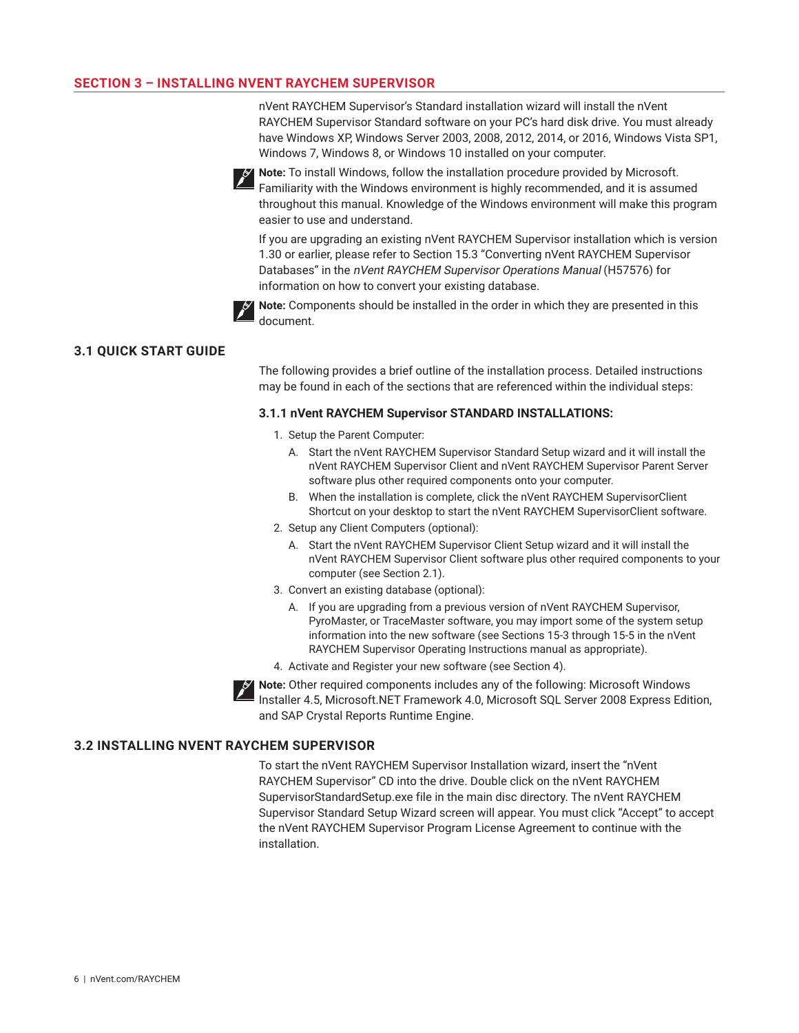## SECTION 3 – INSTALLING NVENT RAYCHEM SUPERVISOR

nVent RAYCHEM Supervisor's Standard installation wizard will install the nVent RAYCHEM Supervisor Standard software on your PC's hard disk drive. You must already have Windows XP, Windows Server 2003, 2008, 2012, 2014, or 2016, Windows Vista SP1, Windows 7, Windows 8, or Windows 10 installed on your computer.

**Note:** To install Windows, follow the installation procedure provided by Microsoft. Familiarity with the Windows environment is highly recommended, and it is assumed throughout this manual. Knowledge of the Windows environment will make this program easier to use and understand.

If you are upgrading an existing nVent RAYCHEM Supervisor installation which is version 1.30 or earlier, please refer to Section 15.3 "Converting nVent RAYCHEM Supervisor Databases" in the *nVent RAYCHEM Supervisor Operations Manual* (H57576) for information on how to convert your existing database.

**Note:** Components should be installed in the order in which they are presented in this document.

### 3.1 QUICK START GUIDE

The following provides a brief outline of the installation process. Detailed instructions may be found in each of the sections that are referenced within the individual steps:

#### 3.1.1 nVent RAYCHEM Supervisor STANDARD INSTALLATIONS:

1. Setup the Parent Computer:
   - A. Start the nVent RAYCHEM Supervisor Standard Setup wizard and it will install the nVent RAYCHEM Supervisor Client and nVent RAYCHEM Supervisor Parent Server software plus other required components onto your computer.
   - B. When the installation is complete, click the nVent RAYCHEM SupervisorClient Shortcut on your desktop to start the nVent RAYCHEM SupervisorClient software.
2. Setup any Client Computers (optional):
   - A. Start the nVent RAYCHEM Supervisor Client Setup wizard and it will install the nVent RAYCHEM Supervisor Client software plus other required components to your computer (see Section 2.1).
3. Convert an existing database (optional):
   - A. If you are upgrading from a previous version of nVent RAYCHEM Supervisor, PyroMaster, or TraceMaster software, you may import some of the system setup information into the new software (see Sections 15-3 through 15-5 in the nVent RAYCHEM Supervisor Operating Instructions manual as appropriate).
4. Activate and Register your new software (see Section 4).

**Note:** Other required components includes any of the following: Microsoft Windows Installer 4.5, Microsoft.NET Framework 4.0, Microsoft SQL Server 2008 Express Edition, and SAP Crystal Reports Runtime Engine.

### 3.2 INSTALLING NVENT RAYCHEM SUPERVISOR

To start the nVent RAYCHEM Supervisor Installation wizard, insert the "nVent RAYCHEM Supervisor" CD into the drive. Double click on the nVent RAYCHEM SupervisorStandardSetup.exe file in the main disc directory. The nVent RAYCHEM Supervisor Standard Setup Wizard screen will appear. You must click "Accept" to accept the nVent RAYCHEM Supervisor Program License Agreement to continue with the installation.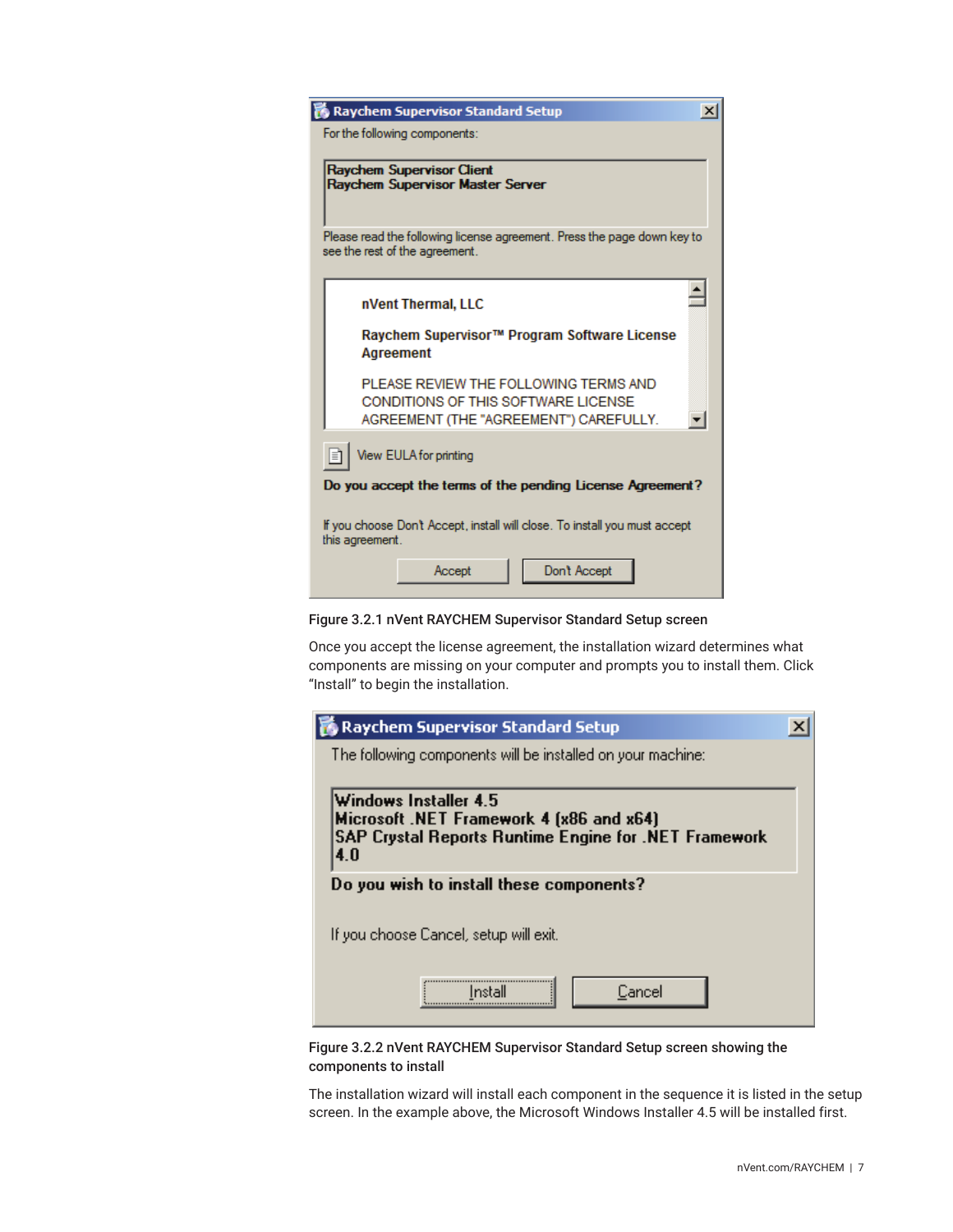Raychem Supervisor Standard Setup

For the following components:

Raychem Supervisor Client
Raychem Supervisor Master Server

Please read the following license agreement. Press the page down key to see the rest of the agreement.

nVent Thermal, LLC

Raychem Supervisor™ Program Software License Agreement

PLEASE REVIEW THE FOLLOWING TERMS AND CONDITIONS OF THIS SOFTWARE LICENSE AGREEMENT (THE "AGREEMENT") CAREFULLY.

View EULA for printing

**Do you accept the terms of the pending License Agreement?**

If you choose Dont Accept, install will close. To install you must accept this agreement.

Accept | Dont Accept

Figure 3.2.1 nVent RAYCHEM Supervisor Standard Setup screen

Once you accept the license agreement, the installation wizard determines what components are missing on your computer and prompts you to install them. Click "Install" to begin the installation.

Raychem Supervisor Standard Setup

The following components will be installed on your machine:

Windows Installer 4.5
Microsoft .NET Framework 4 (x86 and x64)
SAP Crystal Reports Runtime Engine for .NET Framework 4.0

**Do you wish to install these components?**

If you choose Cancel, setup will exit.

Install | Cancel

Figure 3.2.2 nVent RAYCHEM Supervisor Standard Setup screen showing the components to install

The installation wizard will install each component in the sequence it is listed in the setup screen. In the example above, the Microsoft Windows Installer 4.5 will be installed first.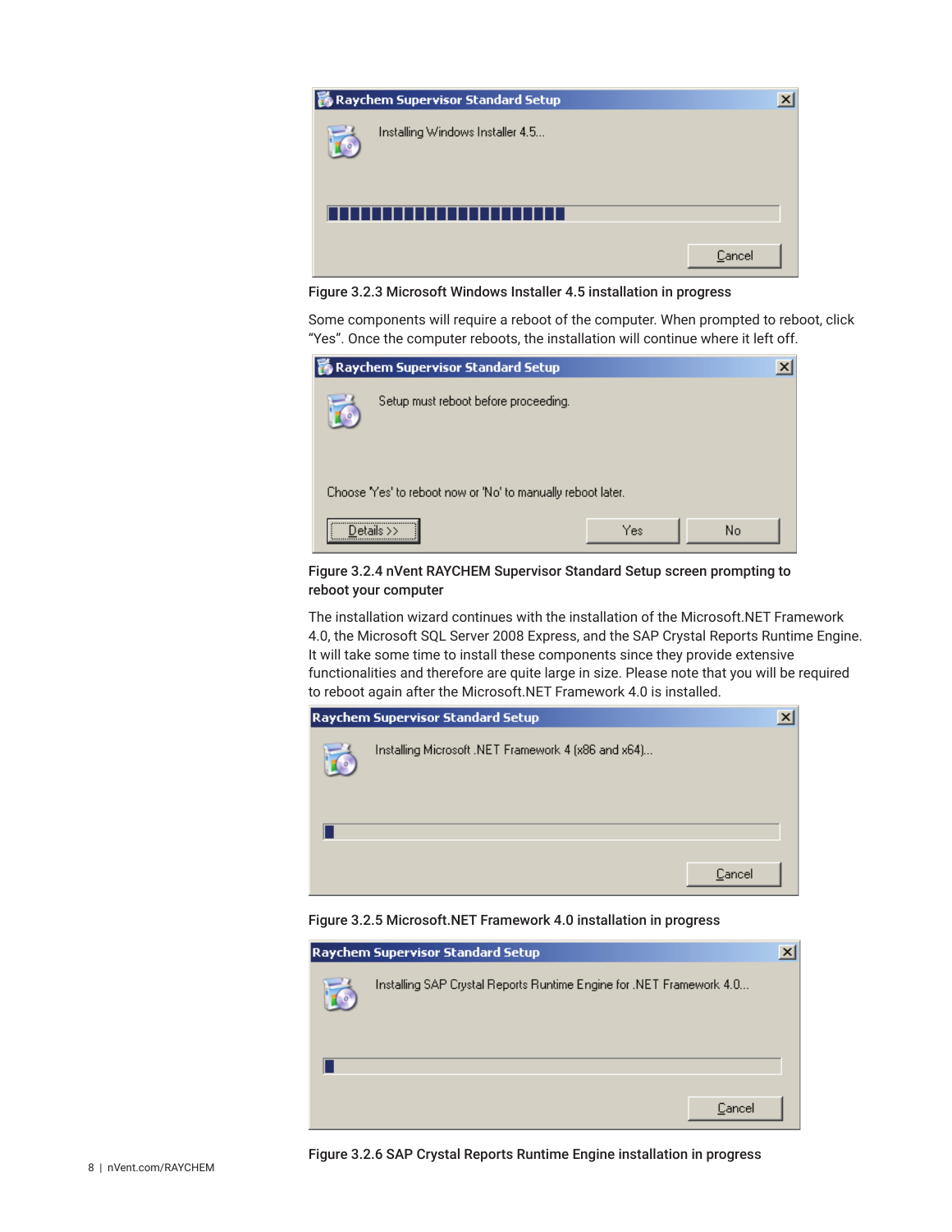Figure 3.2.3 Microsoft Windows Installer 4.5 installation in progress

Some components will require a reboot of the computer. When prompted to reboot, click "Yes". Once the computer reboots, the installation will continue where it left off.

Figure 3.2.4 nVent RAYCHEM Supervisor Standard Setup screen prompting to reboot your computer

The installation wizard continues with the installation of the Microsoft.NET Framework 4.0, the Microsoft SQL Server 2008 Express, and the SAP Crystal Reports Runtime Engine. It will take some time to install these components since they provide extensive functionalities and therefore are quite large in size. Please note that you will be required to reboot again after the Microsoft.NET Framework 4.0 is installed.

Figure 3.2.5 Microsoft.NET Framework 4.0 installation in progress

Figure 3.2.6 SAP Crystal Reports Runtime Engine installation in progress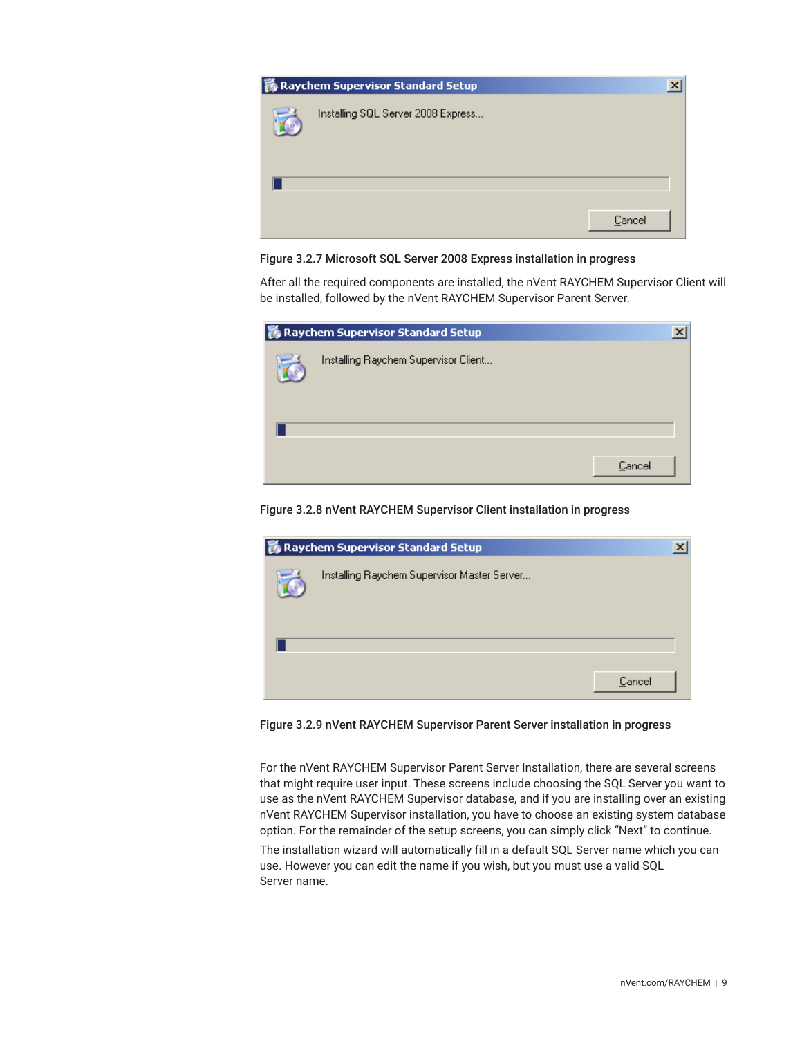Figure 3.2.7 Microsoft SQL Server 2008 Express installation in progress

After all the required components are installed, the nVent RAYCHEM Supervisor Client will be installed, followed by the nVent RAYCHEM Supervisor Parent Server.

Figure 3.2.8 nVent RAYCHEM Supervisor Client installation in progress

Figure 3.2.9 nVent RAYCHEM Supervisor Parent Server installation in progress

For the nVent RAYCHEM Supervisor Parent Server Installation, there are several screens that might require user input. These screens include choosing the SQL Server you want to use as the nVent RAYCHEM Supervisor database, and if you are installing over an existing nVent RAYCHEM Supervisor installation, you have to choose an existing system database option. For the remainder of the setup screens, you can simply click "Next" to continue.

The installation wizard will automatically fill in a default SQL Server name which you can use. However you can edit the name if you wish, but you must use a valid SQL Server name.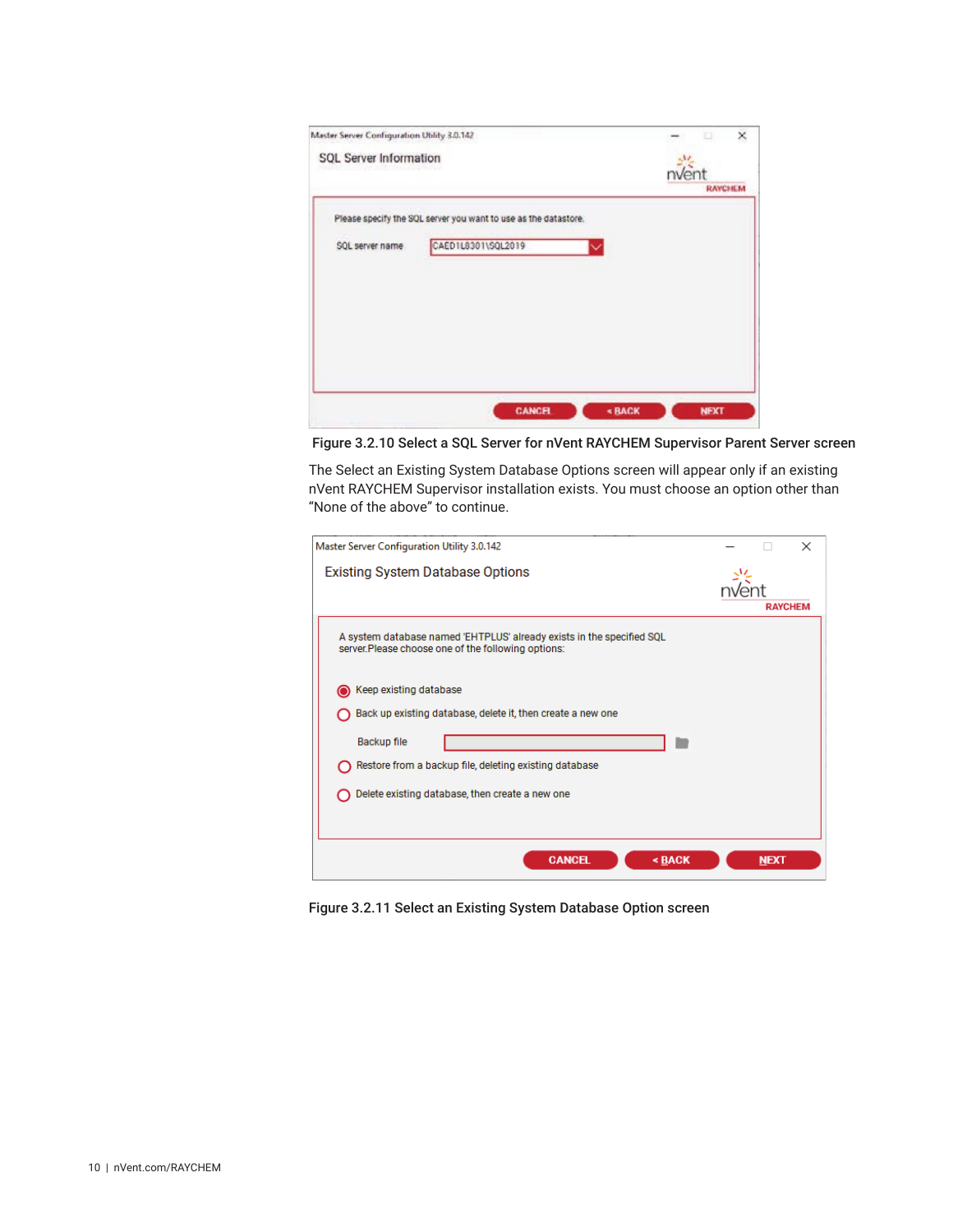Figure 3.2.10 Select a SQL Server for nVent RAYCHEM Supervisor Parent Server screen

The Select an Existing System Database Options screen will appear only if an existing nVent RAYCHEM Supervisor installation exists. You must choose an option other than “None of the above” to continue.

Figure 3.2.11 Select an Existing System Database Option screen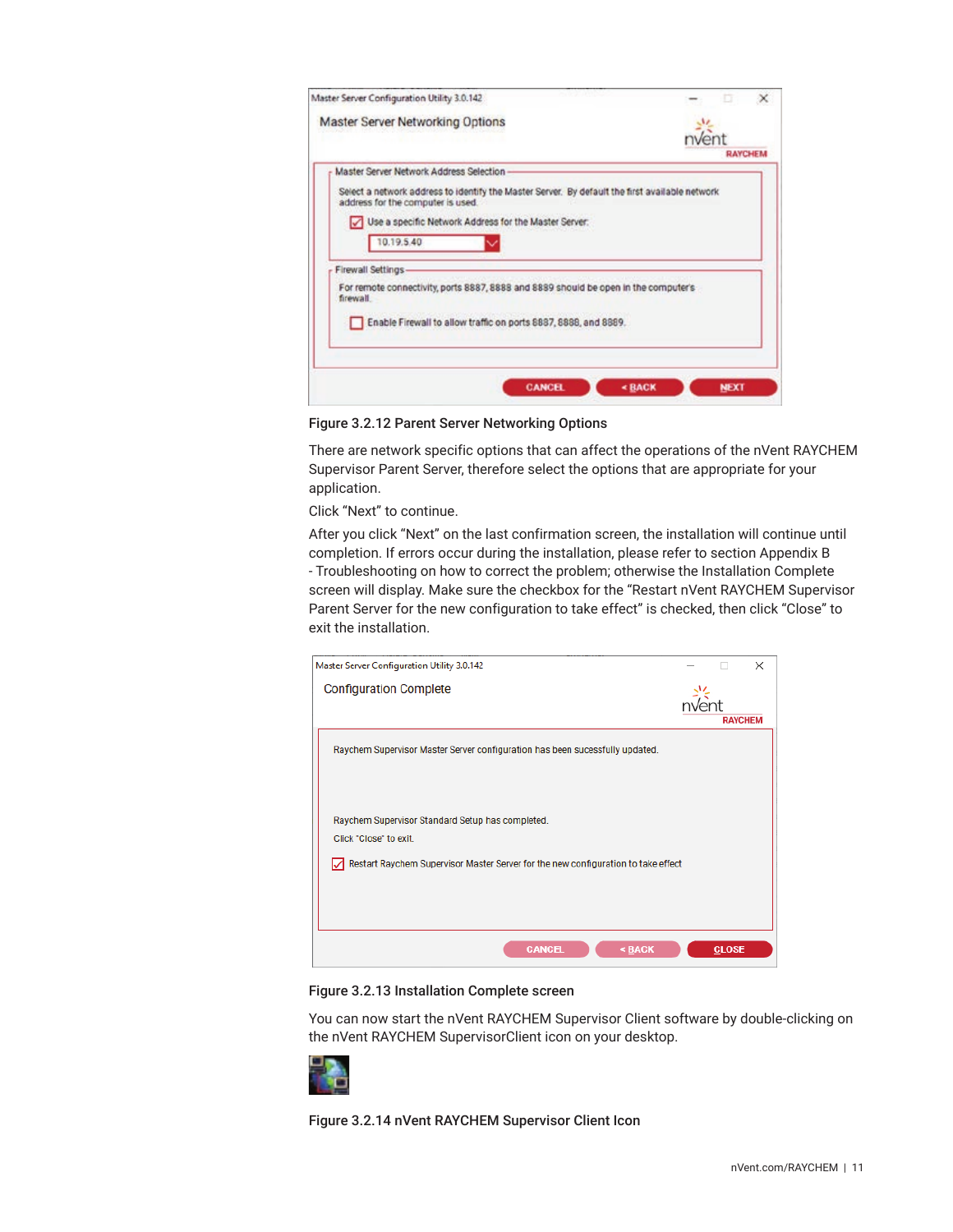Figure 3.2.12 Parent Server Networking Options

There are network specific options that can affect the operations of the nVent RAYCHEM Supervisor Parent Server, therefore select the options that are appropriate for your application.

Click “Next” to continue.

After you click “Next” on the last confirmation screen, the installation will continue until completion. If errors occur during the installation, please refer to section Appendix B - Troubleshooting on how to correct the problem; otherwise the Installation Complete screen will display. Make sure the checkbox for the “Restart nVent RAYCHEM Supervisor Parent Server for the new configuration to take effect” is checked, then click “Close” to exit the installation.

Figure 3.2.13 Installation Complete screen

You can now start the nVent RAYCHEM Supervisor Client software by double-clicking on the nVent RAYCHEM SupervisorClient icon on your desktop.

Figure 3.2.14 nVent RAYCHEM Supervisor Client Icon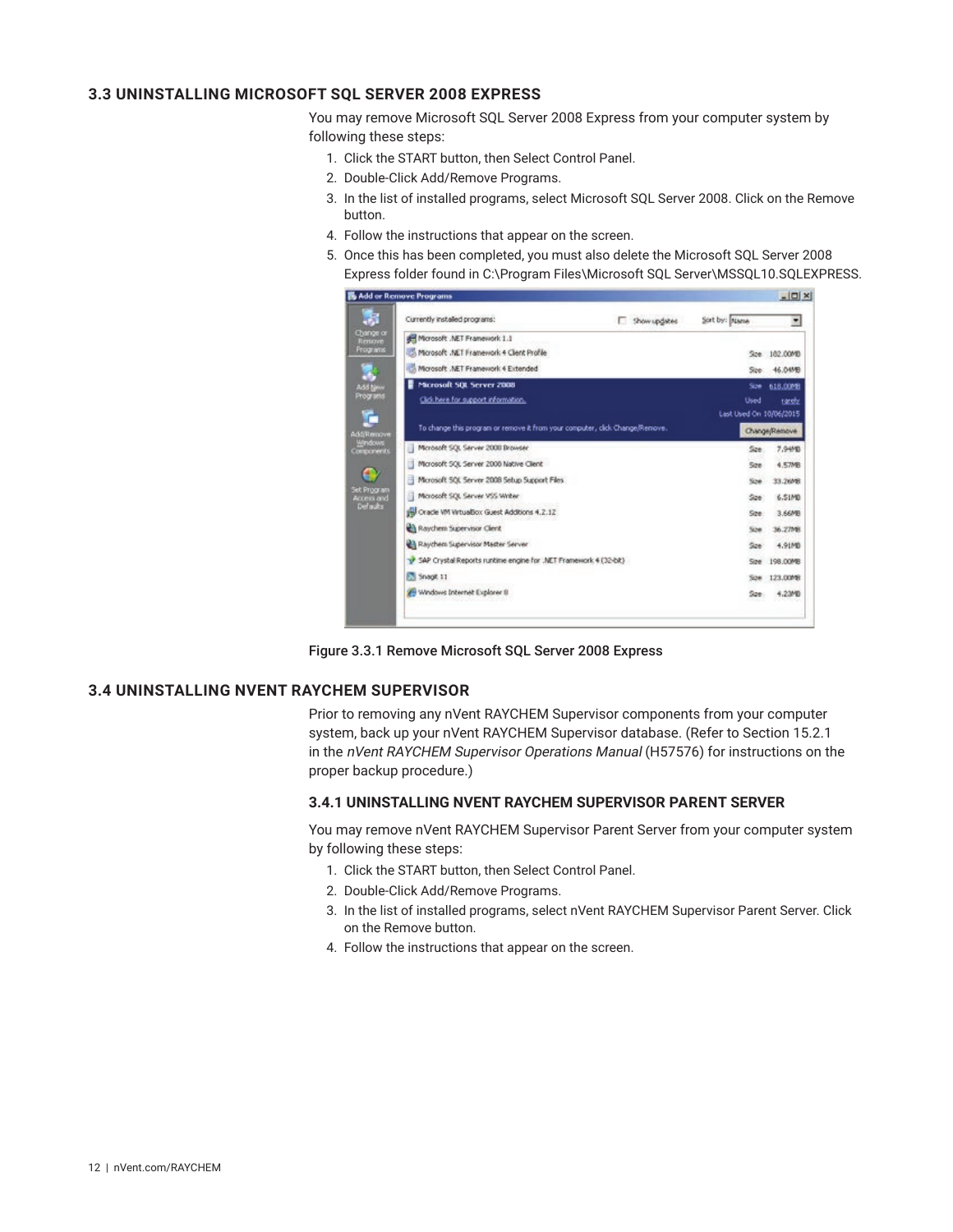## 3.3 UNINSTALLING MICROSOFT SQL SERVER 2008 EXPRESS

You may remove Microsoft SQL Server 2008 Express from your computer system by following these steps:

1. Click the START button, then Select Control Panel.
2. Double-Click Add/Remove Programs.
3. In the list of installed programs, select Microsoft SQL Server 2008. Click on the Remove button.
4. Follow the instructions that appear on the screen.
5. Once this has been completed, you must also delete the Microsoft SQL Server 2008 Express folder found in C:\Program Files\Microsoft SQL Server\MSSQL10.SQLEXPRESS.

**Figure 3.3.1 Remove Microsoft SQL Server 2008 Express**

## 3.4 UNINSTALLING NVENT RAYCHEM SUPERVISOR

Prior to removing any nVent RAYCHEM Supervisor components from your computer system, back up your nVent RAYCHEM Supervisor database. (Refer to Section 15.2.1 in the *nVent RAYCHEM Supervisor Operations Manual* (H57576) for instructions on the proper backup procedure.)

### 3.4.1 UNINSTALLING NVENT RAYCHEM SUPERVISOR PARENT SERVER

You may remove nVent RAYCHEM Supervisor Parent Server from your computer system by following these steps:

1. Click the START button, then Select Control Panel.
2. Double-Click Add/Remove Programs.
3. In the list of installed programs, select nVent RAYCHEM Supervisor Parent Server. Click on the Remove button.
4. Follow the instructions that appear on the screen.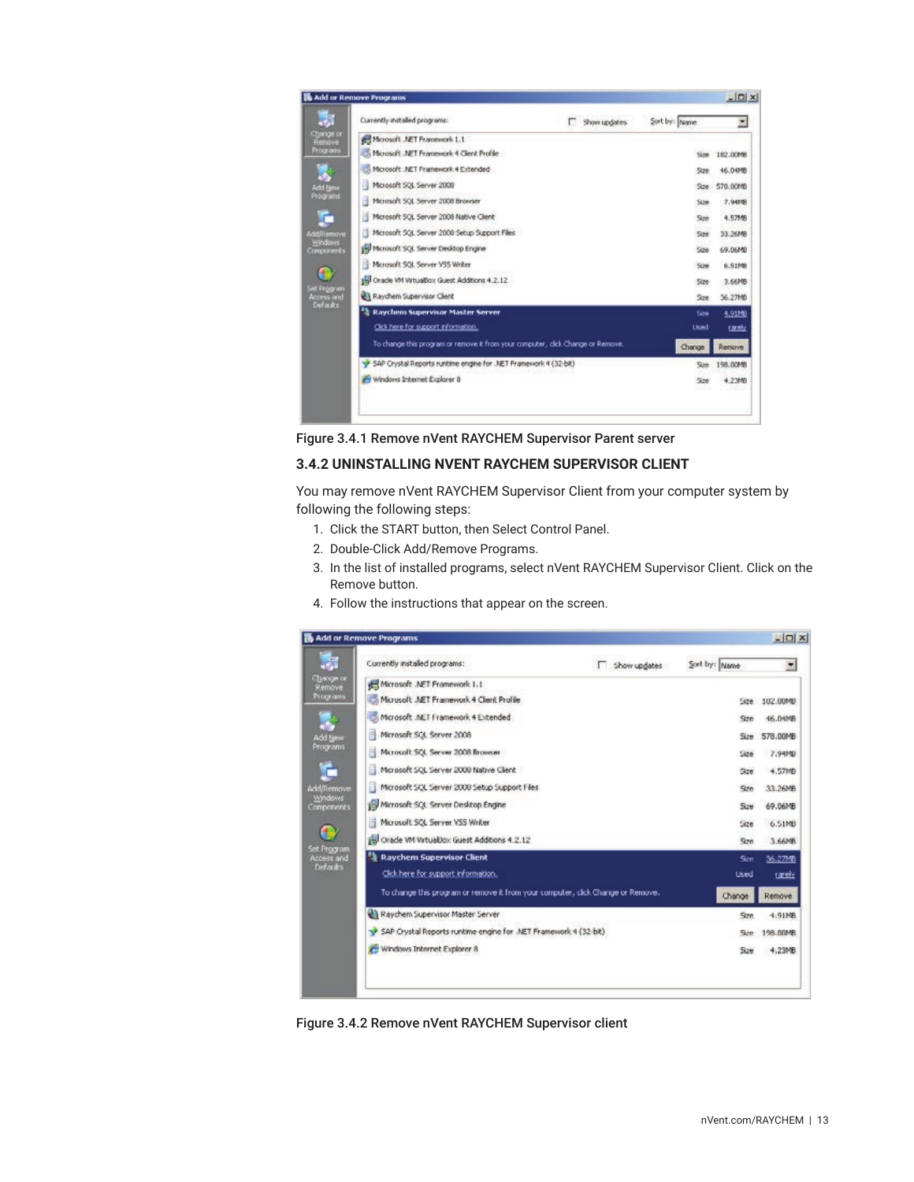Figure 3.4.1 Remove nVent RAYCHEM Supervisor Parent server

### 3.4.2 UNINSTALLING NVENT RAYCHEM SUPERVISOR CLIENT

You may remove nVent RAYCHEM Supervisor Client from your computer system by following the following steps:

1. Click the START button, then Select Control Panel.
2. Double-Click Add/Remove Programs.
3. In the list of installed programs, select nVent RAYCHEM Supervisor Client. Click on the Remove button.
4. Follow the instructions that appear on the screen.

Figure 3.4.2 Remove nVent RAYCHEM Supervisor client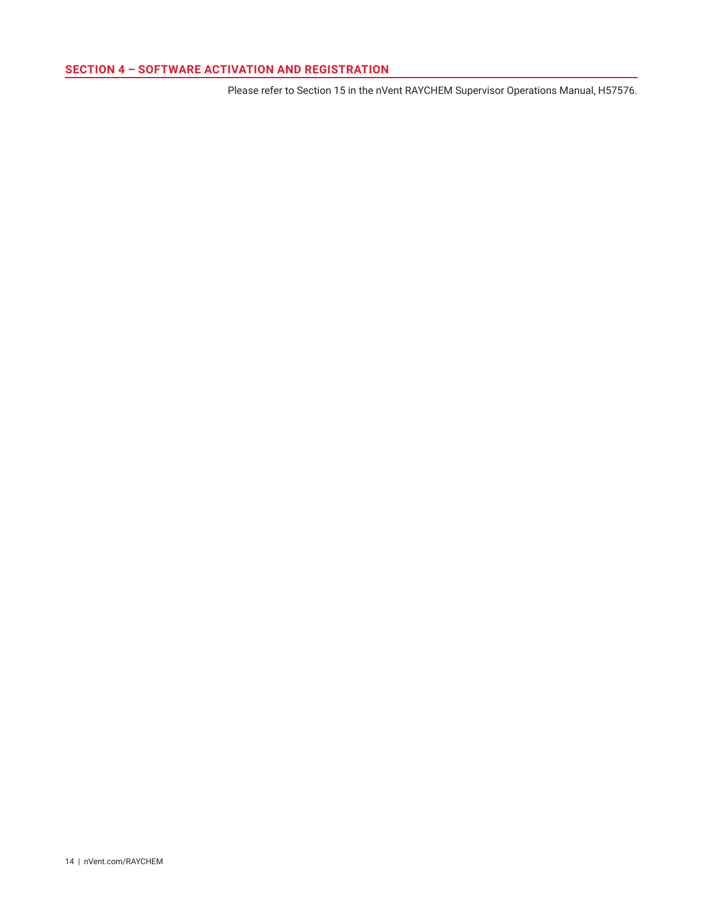## SECTION 4 – SOFTWARE ACTIVATION AND REGISTRATION

Please refer to Section 15 in the nVent RAYCHEM Supervisor Operations Manual, H57576.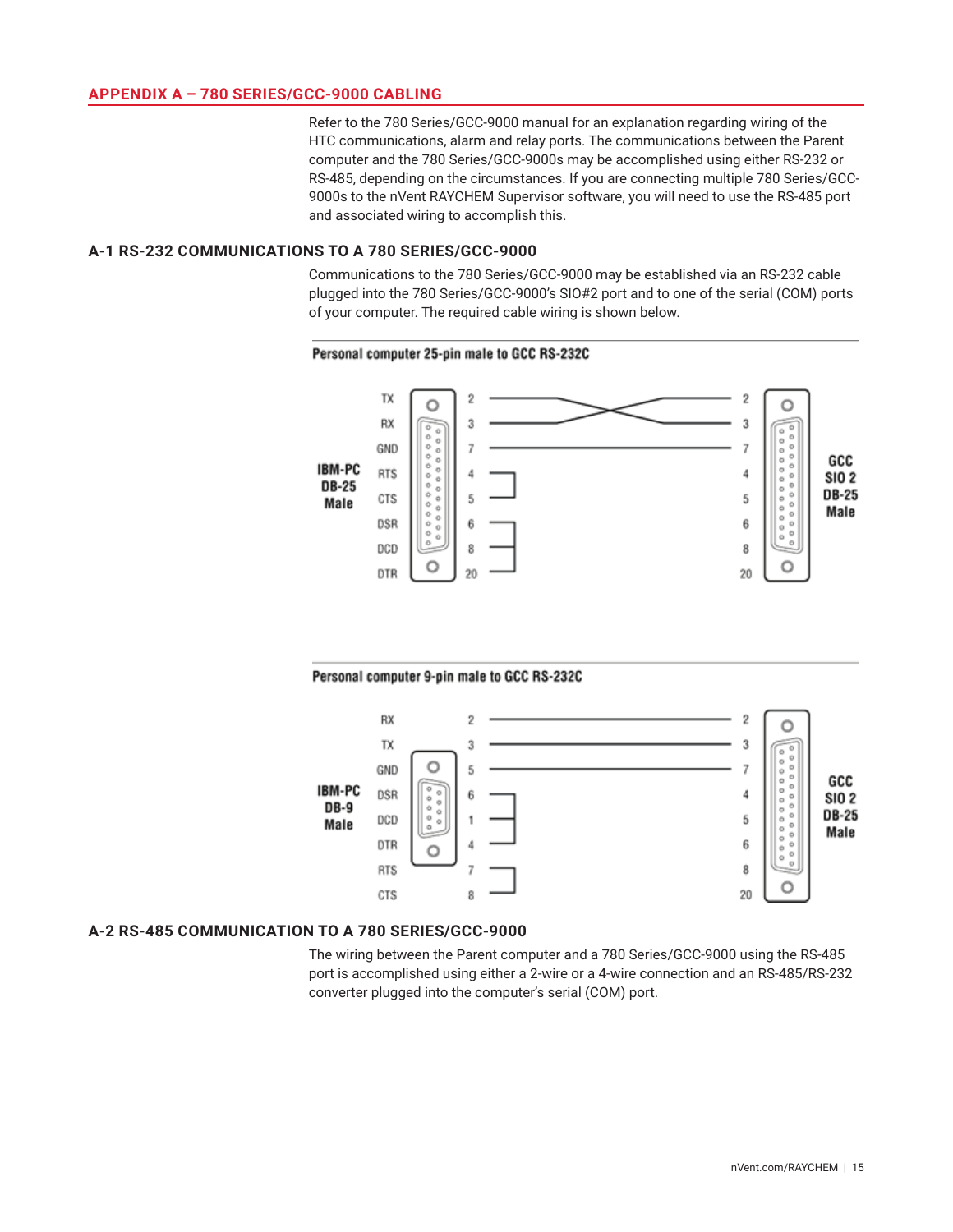## APPENDIX A – 780 SERIES/GCC-9000 CABLING

Refer to the 780 Series/GCC-9000 manual for an explanation regarding wiring of the HTC communications, alarm and relay ports. The communications between the Parent computer and the 780 Series/GCC-9000s may be accomplished using either RS-232 or RS-485, depending on the circumstances. If you are connecting multiple 780 Series/GCC-9000s to the nVent RAYCHEM Supervisor software, you will need to use the RS-485 port and associated wiring to accomplish this.

### A-1 RS-232 COMMUNICATIONS TO A 780 SERIES/GCC-9000

Communications to the 780 Series/GCC-9000 may be established via an RS-232 cable plugged into the 780 Series/GCC-9000's SIO#2 port and to one of the serial (COM) ports of your computer. The required cable wiring is shown below.

**Personal computer 25-pin male to GCC RS-232C**

IBM-PC DB-25 Male — GCC SIO 2 DB-25 Male

| IBM-PC Signal | IBM-PC Pin | GCC Pin |
|---|---|---|
| TX | 2 | 3 |
| RX | 3 | 2 |
| GND | 7 | 7 |
| RTS | 4 | 4 |
| CTS | 5 | 5 |
| DSR | 6 | 6 |
| DCD | 8 | 8 |
| DTR | 20 | 20 |

**Personal computer 9-pin male to GCC RS-232C**

IBM-PC DB-9 Male — GCC SIO 2 DB-25 Male

| IBM-PC Signal | IBM-PC Pin | GCC Pin |
|---|---|---|
| RX | 2 | 2 |
| TX | 3 | 3 |
| GND | 5 | 7 |
| DSR | 6 | 4 |
| DCD | 1 | 5 |
| DTR | 4 | 6 |
| RTS | 7 | 8 |
| CTS | 8 | 20 |

### A-2 RS-485 COMMUNICATION TO A 780 SERIES/GCC-9000

The wiring between the Parent computer and a 780 Series/GCC-9000 using the RS-485 port is accomplished using either a 2-wire or a 4-wire connection and an RS-485/RS-232 converter plugged into the computer's serial (COM) port.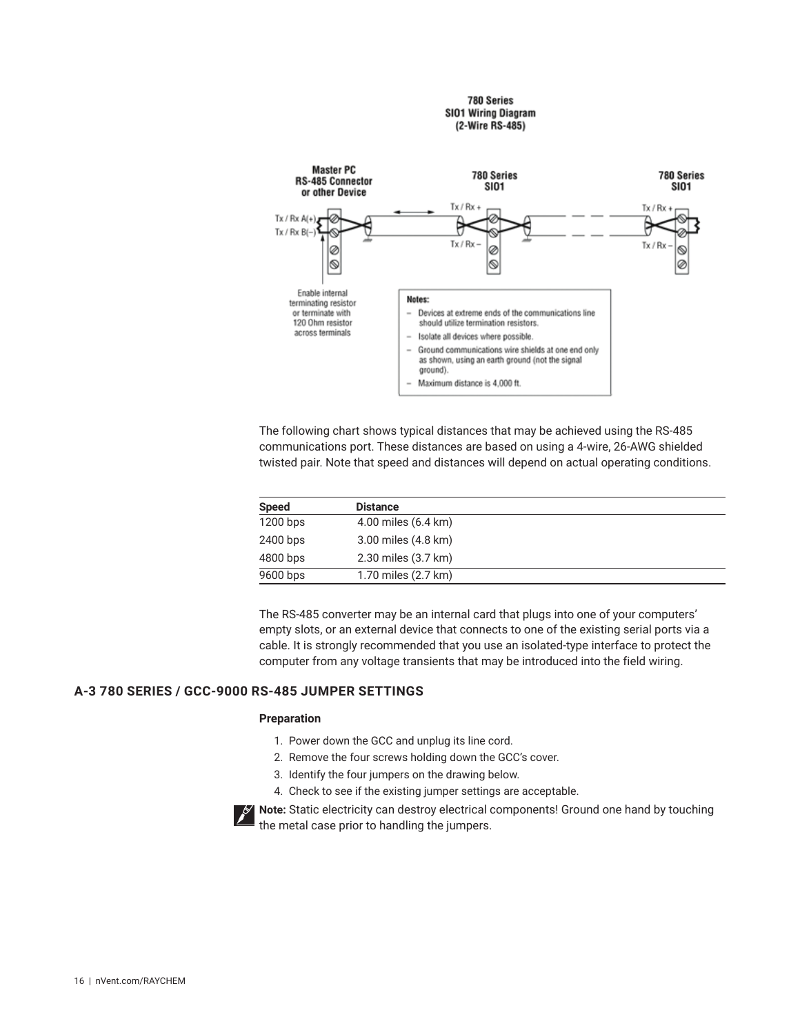780 Series
SIO1 Wiring Diagram
(2-Wire RS-485)

Master PC
RS-485 Connector
or other Device

780 Series
SIO1

780 Series
SIO1

Tx / Rx A(+)
Tx / Rx B(−)

Tx / Rx +
Tx / Rx −

Tx / Rx +
Tx / Rx −

Enable internal terminating resistor or terminate with 120 Ohm resistor across terminals

**Notes:**

- Devices at extreme ends of the communications line should utilize termination resistors.
- Isolate all devices where possible.
- Ground communications wire shields at one end only as shown, using an earth ground (not the signal ground).
- Maximum distance is 4,000 ft.

The following chart shows typical distances that may be achieved using the RS-485 communications port. These distances are based on using a 4-wire, 26-AWG shielded twisted pair. Note that speed and distances will depend on actual operating conditions.

| Speed | Distance |
| --- | --- |
| 1200 bps | 4.00 miles (6.4 km) |
| 2400 bps | 3.00 miles (4.8 km) |
| 4800 bps | 2.30 miles (3.7 km) |
| 9600 bps | 1.70 miles (2.7 km) |

The RS-485 converter may be an internal card that plugs into one of your computers' empty slots, or an external device that connects to one of the existing serial ports via a cable. It is strongly recommended that you use an isolated-type interface to protect the computer from any voltage transients that may be introduced into the field wiring.

## A-3 780 SERIES / GCC-9000 RS-485 JUMPER SETTINGS

### Preparation

1. Power down the GCC and unplug its line cord.
2. Remove the four screws holding down the GCC's cover.
3. Identify the four jumpers on the drawing below.
4. Check to see if the existing jumper settings are acceptable.

**Note:** Static electricity can destroy electrical components! Ground one hand by touching the metal case prior to handling the jumpers.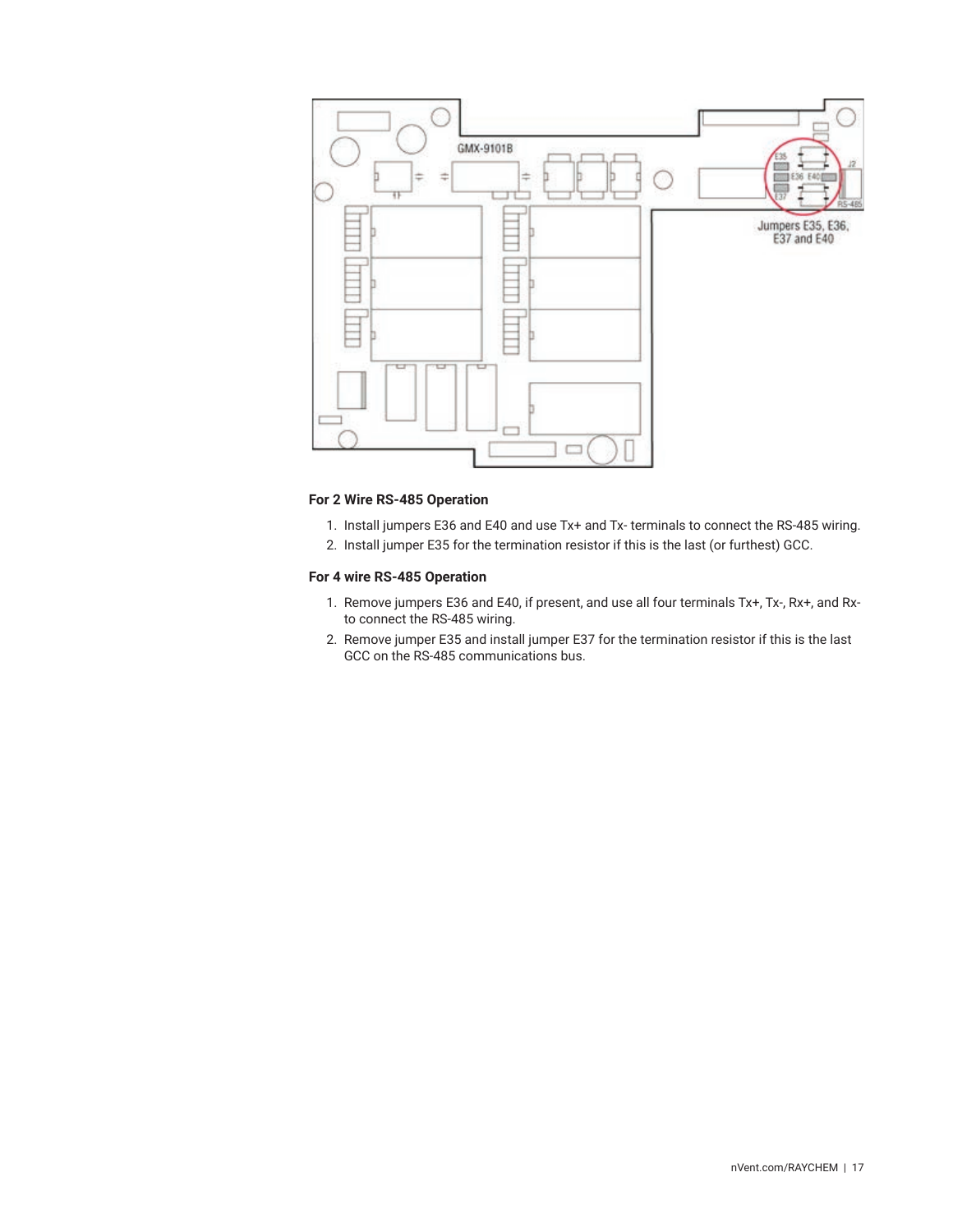Jumpers E35, E36, E37 and E40

**For 2 Wire RS-485 Operation**

1. Install jumpers E36 and E40 and use Tx+ and Tx- terminals to connect the RS-485 wiring.
2. Install jumper E35 for the termination resistor if this is the last (or furthest) GCC.

**For 4 wire RS-485 Operation**

1. Remove jumpers E36 and E40, if present, and use all four terminals Tx+, Tx-, Rx+, and Rx- to connect the RS-485 wiring.
2. Remove jumper E35 and install jumper E37 for the termination resistor if this is the last GCC on the RS-485 communications bus.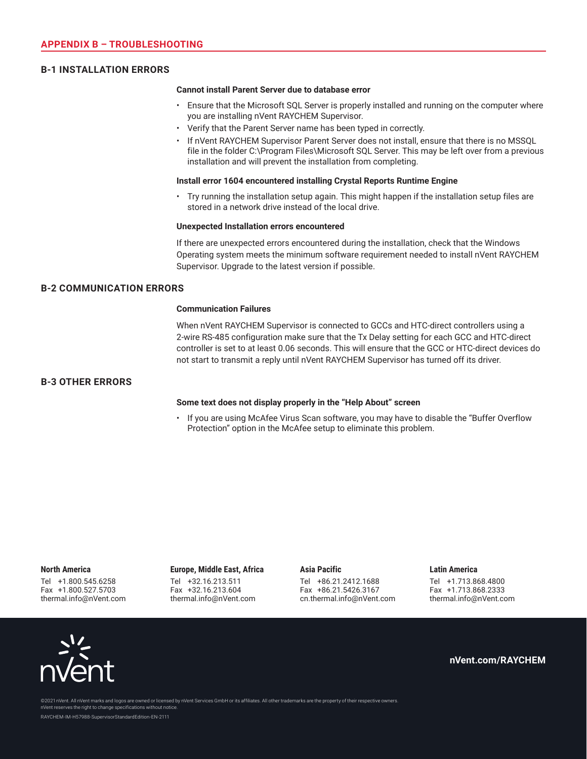## APPENDIX B – TROUBLESHOOTING

### B-1 INSTALLATION ERRORS

**Cannot install Parent Server due to database error**

- Ensure that the Microsoft SQL Server is properly installed and running on the computer where you are installing nVent RAYCHEM Supervisor.
- Verify that the Parent Server name has been typed in correctly.
- If nVent RAYCHEM Supervisor Parent Server does not install, ensure that there is no MSSQL file in the folder C:\Program Files\Microsoft SQL Server. This may be left over from a previous installation and will prevent the installation from completing.

**Install error 1604 encountered installing Crystal Reports Runtime Engine**

- Try running the installation setup again. This might happen if the installation setup files are stored in a network drive instead of the local drive.

**Unexpected Installation errors encountered**

If there are unexpected errors encountered during the installation, check that the Windows Operating system meets the minimum software requirement needed to install nVent RAYCHEM Supervisor. Upgrade to the latest version if possible.

### B-2 COMMUNICATION ERRORS

**Communication Failures**

When nVent RAYCHEM Supervisor is connected to GCCs and HTC-direct controllers using a 2-wire RS-485 configuration make sure that the Tx Delay setting for each GCC and HTC-direct controller is set to at least 0.06 seconds. This will ensure that the GCC or HTC-direct devices do not start to transmit a reply until nVent RAYCHEM Supervisor has turned off its driver.

### B-3 OTHER ERRORS

**Some text does not display properly in the "Help About" screen**

- If you are using McAfee Virus Scan software, you may have to disable the "Buffer Overflow Protection" option in the McAfee setup to eliminate this problem.

**North America**
Tel +1.800.545.6258
Fax +1.800.527.5703
thermal.info@nVent.com

**Europe, Middle East, Africa**
Tel +32.16.213.511
Fax +32.16.213.604
thermal.info@nVent.com

**Asia Pacific**
Tel +86.21.2412.1688
Fax +86.21.5426.3167
cn.thermal.info@nVent.com

**Latin America**
Tel +1.713.868.4800
Fax +1.713.868.2333
thermal.info@nVent.com

nVent

**nVent.com/RAYCHEM**

©2021 nVent. All nVent marks and logos are owned or licensed by nVent Services GmbH or its affiliates. All other trademarks are the property of their respective owners. nVent reserves the right to change specifications without notice.

RAYCHEM-IM-H57988-SupervisorStandardEdition-EN-2111